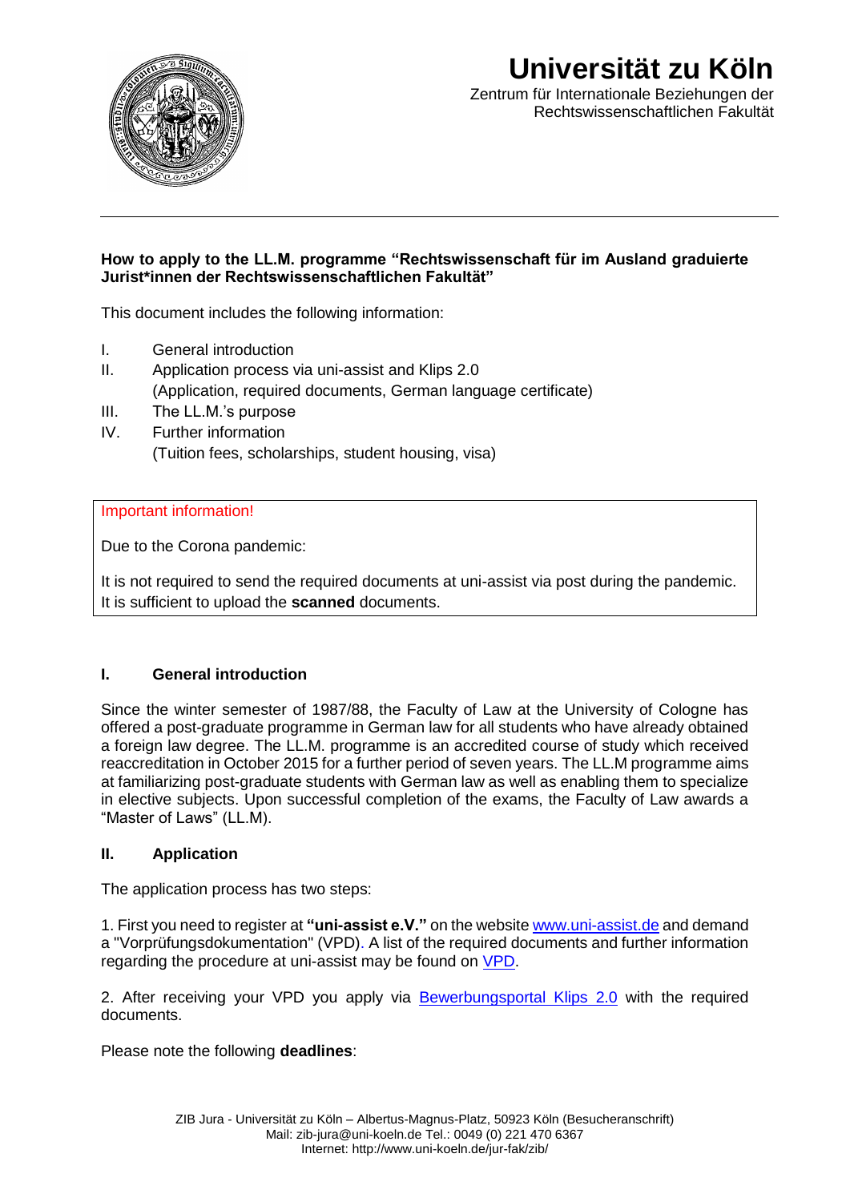# Universität zu Köln

Zentrum für Internationale Beziehungen der Rechtswissenschaftlichen Fakultät

---

**How to apply to the LL.M. programme "Rechtswissenschaft für im Ausland graduierte Jurist*innen der Rechtswissenschaftlichen Fakultät"**

This document includes the following information:

I. General introduction
II. Application process via uni-assist and Klips 2.0
(Application, required documents, German language certificate)
III. The LL.M.'s purpose
IV. Further information
(Tuition fees, scholarships, student housing, visa)

> Important information!
>
> Due to the Corona pandemic:
>
> It is not required to send the required documents at uni-assist via post during the pandemic. It is sufficient to upload the **scanned** documents.

## I. General introduction

Since the winter semester of 1987/88, the Faculty of Law at the University of Cologne has offered a post-graduate programme in German law for all students who have already obtained a foreign law degree. The LL.M. programme is an accredited course of study which received reaccreditation in October 2015 for a further period of seven years. The LL.M programme aims at familiarizing post-graduate students with German law as well as enabling them to specialize in elective subjects. Upon successful completion of the exams, the Faculty of Law awards a "Master of Laws" (LL.M).

## II. Application

The application process has two steps:

1. First you need to register at **"uni-assist e.V."** on the website [www.uni-assist.de](www.uni-assist.de) and demand a "Vorprüfungsdokumentation" (VPD). A list of the required documents and further information regarding the procedure at uni-assist may be found on [VPD](VPD).

2. After receiving your VPD you apply via [Bewerbungsportal Klips 2.0](Bewerbungsportal Klips 2.0) with the required documents.

Please note the following **deadlines**: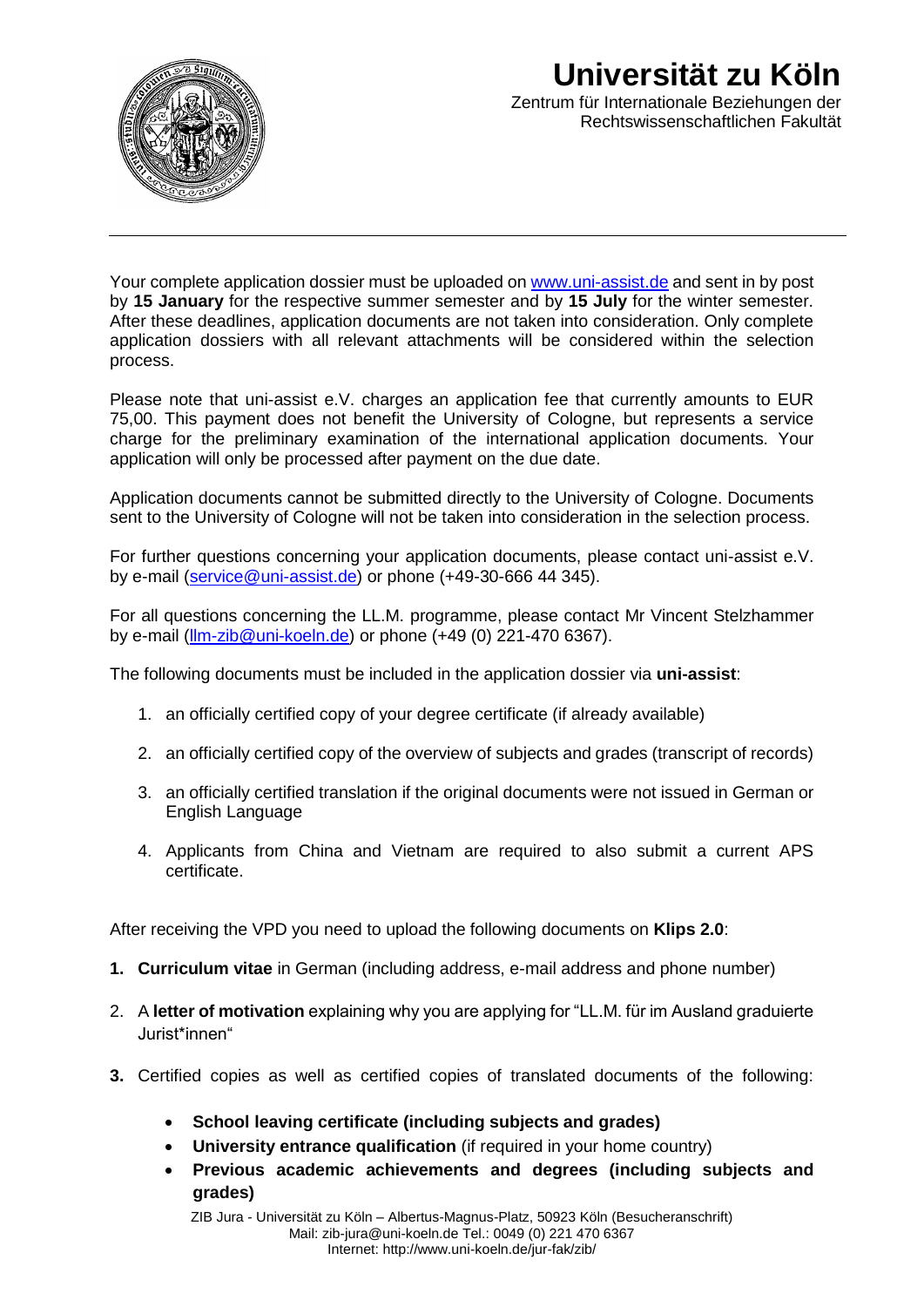Your complete application dossier must be uploaded on [www.uni-assist.de](www.uni-assist.de) and sent in by post by **15 January** for the respective summer semester and by **15 July** for the winter semester. After these deadlines, application documents are not taken into consideration. Only complete application dossiers with all relevant attachments will be considered within the selection process.

Please note that uni-assist e.V. charges an application fee that currently amounts to EUR 75,00. This payment does not benefit the University of Cologne, but represents a service charge for the preliminary examination of the international application documents. Your application will only be processed after payment on the due date.

Application documents cannot be submitted directly to the University of Cologne. Documents sent to the University of Cologne will not be taken into consideration in the selection process.

For further questions concerning your application documents, please contact uni-assist e.V. by e-mail (service@uni-assist.de) or phone (+49-30-666 44 345).

For all questions concerning the LL.M. programme, please contact Mr Vincent Stelzhammer by e-mail (llm-zib@uni-koeln.de) or phone (+49 (0) 221-470 6367).

The following documents must be included in the application dossier via **uni-assist**:

1. an officially certified copy of your degree certificate (if already available)
2. an officially certified copy of the overview of subjects and grades (transcript of records)
3. an officially certified translation if the original documents were not issued in German or English Language
4. Applicants from China and Vietnam are required to also submit a current APS certificate.

After receiving the VPD you need to upload the following documents on **Klips 2.0**:

1. **Curriculum vitae** in German (including address, e-mail address and phone number)
2. A **letter of motivation** explaining why you are applying for "LL.M. für im Ausland graduierte Jurist*innen"
3. Certified copies as well as certified copies of translated documents of the following:
   - **School leaving certificate (including subjects and grades)**
   - **University entrance qualification** (if required in your home country)
   - **Previous academic achievements and degrees (including subjects and grades)**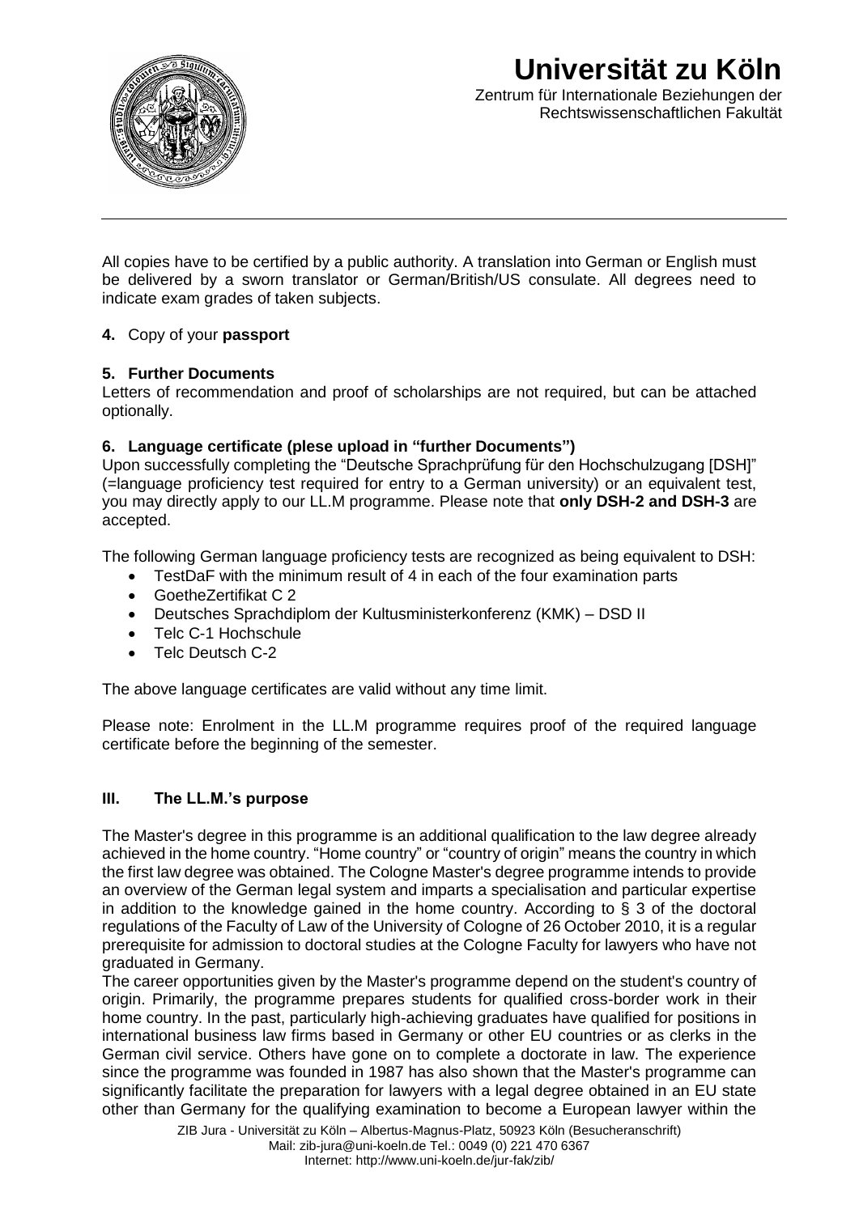All copies have to be certified by a public authority. A translation into German or English must be delivered by a sworn translator or German/British/US consulate. All degrees need to indicate exam grades of taken subjects.

**4.** Copy of your **passport**

**5. Further Documents**

Letters of recommendation and proof of scholarships are not required, but can be attached optionally.

**6. Language certificate (plese upload in "further Documents")**

Upon successfully completing the "Deutsche Sprachprüfung für den Hochschulzugang [DSH]" (=language proficiency test required for entry to a German university) or an equivalent test, you may directly apply to our LL.M programme. Please note that **only DSH-2 and DSH-3** are accepted.

The following German language proficiency tests are recognized as being equivalent to DSH:

- TestDaF with the minimum result of 4 in each of the four examination parts
- GoetheZertifikat C 2
- Deutsches Sprachdiplom der Kultusministerkonferenz (KMK) – DSD II
- Telc C-1 Hochschule
- Telc Deutsch C-2

The above language certificates are valid without any time limit.

Please note: Enrolment in the LL.M programme requires proof of the required language certificate before the beginning of the semester.

## III. The LL.M.'s purpose

The Master's degree in this programme is an additional qualification to the law degree already achieved in the home country. "Home country" or "country of origin" means the country in which the first law degree was obtained. The Cologne Master's degree programme intends to provide an overview of the German legal system and imparts a specialisation and particular expertise in addition to the knowledge gained in the home country. According to § 3 of the doctoral regulations of the Faculty of Law of the University of Cologne of 26 October 2010, it is a regular prerequisite for admission to doctoral studies at the Cologne Faculty for lawyers who have not graduated in Germany.

The career opportunities given by the Master's programme depend on the student's country of origin. Primarily, the programme prepares students for qualified cross-border work in their home country. In the past, particularly high-achieving graduates have qualified for positions in international business law firms based in Germany or other EU countries or as clerks in the German civil service. Others have gone on to complete a doctorate in law. The experience since the programme was founded in 1987 has also shown that the Master's programme can significantly facilitate the preparation for lawyers with a legal degree obtained in an EU state other than Germany for the qualifying examination to become a European lawyer within the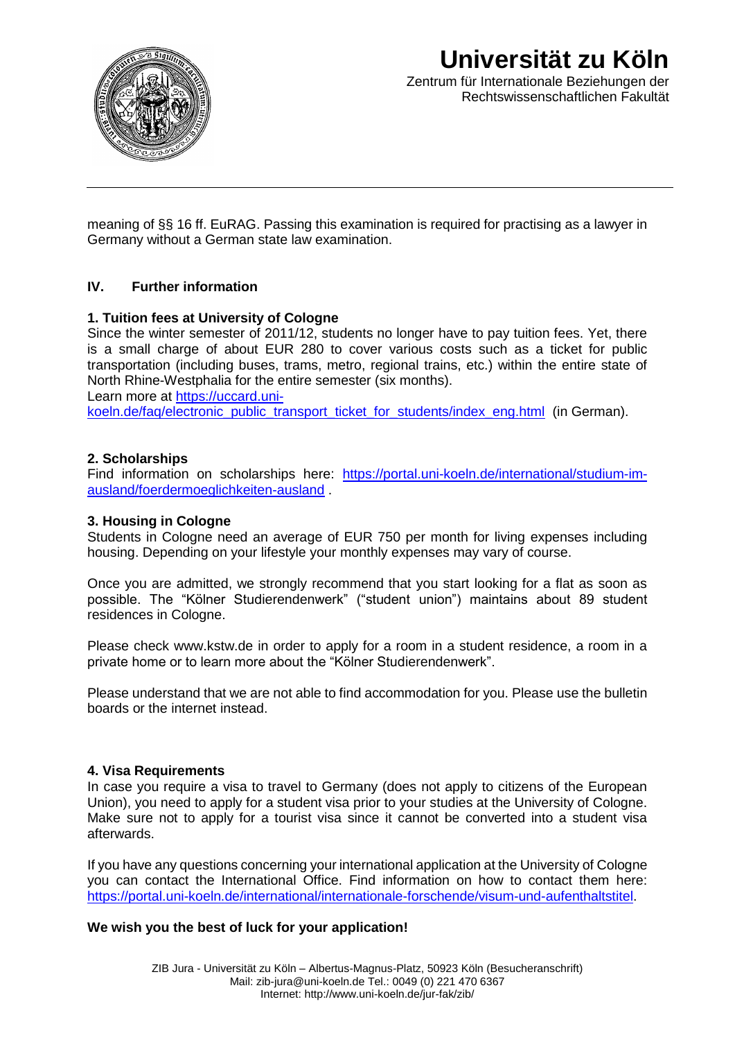meaning of §§ 16 ff. EuRAG. Passing this examination is required for practising as a lawyer in Germany without a German state law examination.

## IV. Further information

### 1. Tuition fees at University of Cologne

Since the winter semester of 2011/12, students no longer have to pay tuition fees. Yet, there is a small charge of about EUR 280 to cover various costs such as a ticket for public transportation (including buses, trams, metro, regional trains, etc.) within the entire state of North Rhine-Westphalia for the entire semester (six months).
Learn more at [https://uccard.uni-koeln.de/faq/electronic_public_transport_ticket_for_students/index_eng.html](https://uccard.uni-koeln.de/faq/electronic_public_transport_ticket_for_students/index_eng.html) (in German).

### 2. Scholarships

Find information on scholarships here: [https://portal.uni-koeln.de/international/studium-im-ausland/foerdermoeglichkeiten-ausland](https://portal.uni-koeln.de/international/studium-im-ausland/foerdermoeglichkeiten-ausland) .

### 3. Housing in Cologne

Students in Cologne need an average of EUR 750 per month for living expenses including housing. Depending on your lifestyle your monthly expenses may vary of course.

Once you are admitted, we strongly recommend that you start looking for a flat as soon as possible. The "Kölner Studierendenwerk" ("student union") maintains about 89 student residences in Cologne.

Please check www.kstw.de in order to apply for a room in a student residence, a room in a private home or to learn more about the "Kölner Studierendenwerk".

Please understand that we are not able to find accommodation for you. Please use the bulletin boards or the internet instead.

### 4. Visa Requirements

In case you require a visa to travel to Germany (does not apply to citizens of the European Union), you need to apply for a student visa prior to your studies at the University of Cologne. Make sure not to apply for a tourist visa since it cannot be converted into a student visa afterwards.

If you have any questions concerning your international application at the University of Cologne you can contact the International Office. Find information on how to contact them here: [https://portal.uni-koeln.de/international/internationale-forschende/visum-und-aufenthaltstitel](https://portal.uni-koeln.de/international/internationale-forschende/visum-und-aufenthaltstitel).

**We wish you the best of luck for your application!**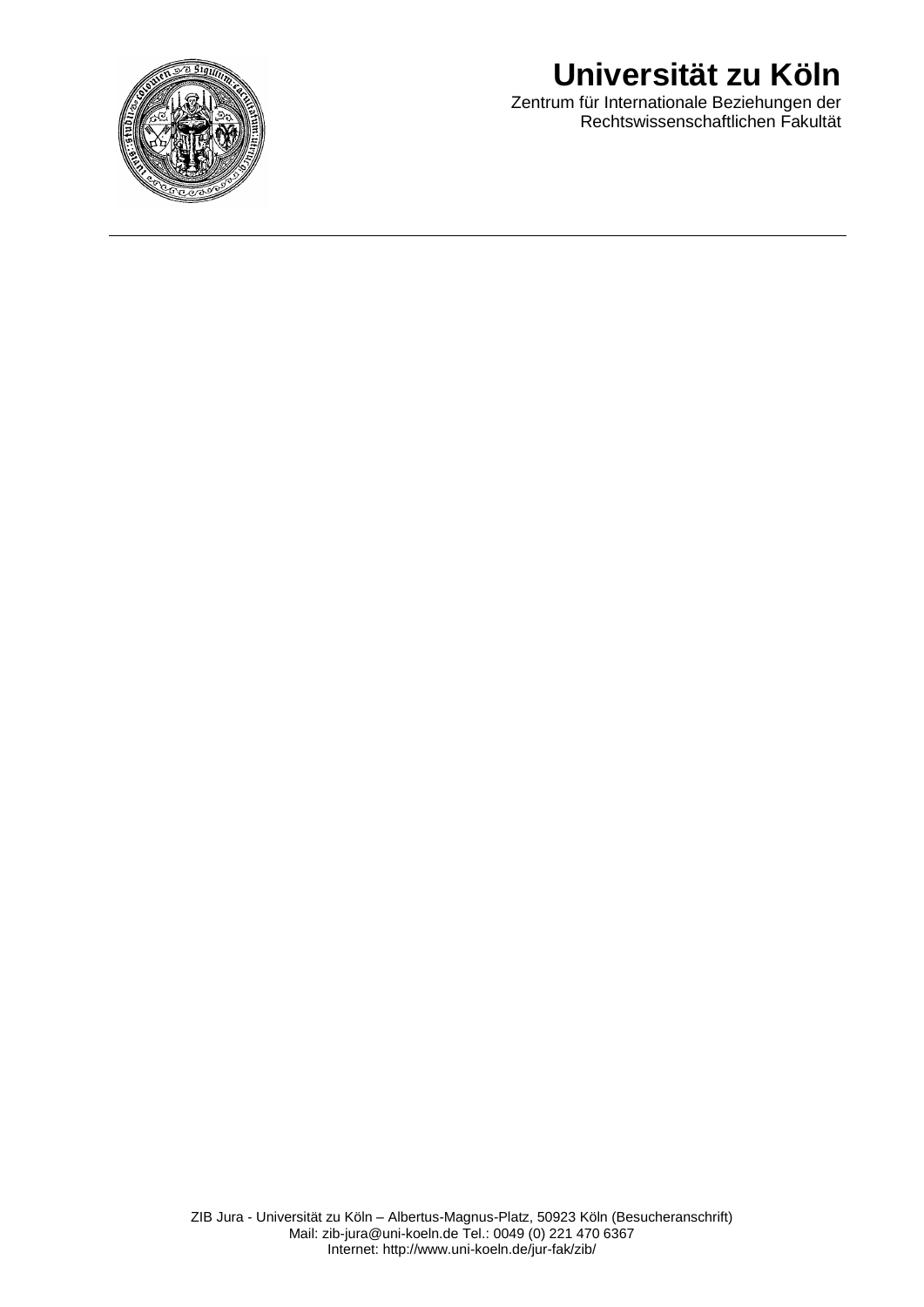# Universität zu Köln

Zentrum für Internationale Beziehungen der
Rechtswissenschaftlichen Fakultät

---

ZIB Jura - Universität zu Köln – Albertus-Magnus-Platz, 50923 Köln (Besucheranschrift)
Mail: zib-jura@uni-koeln.de Tel.: 0049 (0) 221 470 6367
Internet: http://www.uni-koeln.de/jur-fak/zib/